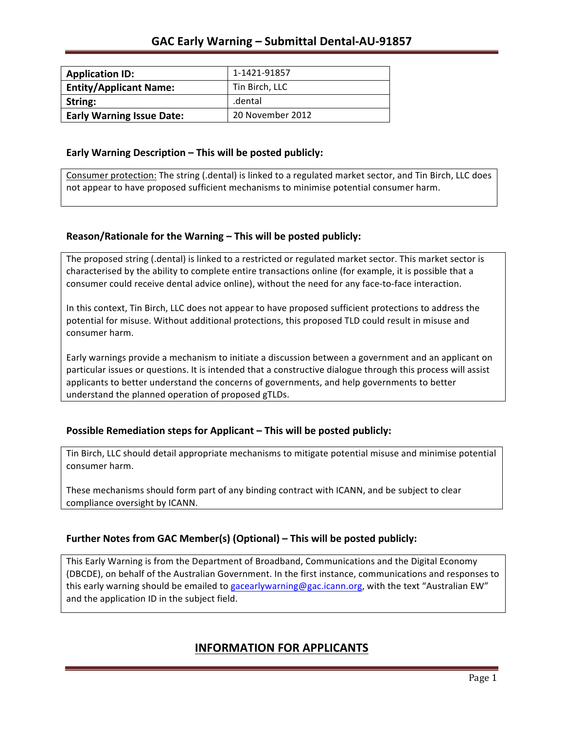# GAC Early Warning – Submittal Dental-AU-91857

| Application ID: | 1-1421-91857 |
| --- | --- |
| Entity/Applicant Name: | Tin Birch, LLC |
| String: | .dental |
| Early Warning Issue Date: | 20 November 2012 |

### Early Warning Description – This will be posted publicly:

Consumer protection: The string (.dental) is linked to a regulated market sector, and Tin Birch, LLC does not appear to have proposed sufficient mechanisms to minimise potential consumer harm.

### Reason/Rationale for the Warning – This will be posted publicly:

The proposed string (.dental) is linked to a restricted or regulated market sector. This market sector is characterised by the ability to complete entire transactions online (for example, it is possible that a consumer could receive dental advice online), without the need for any face-to-face interaction.

In this context, Tin Birch, LLC does not appear to have proposed sufficient protections to address the potential for misuse. Without additional protections, this proposed TLD could result in misuse and consumer harm.

Early warnings provide a mechanism to initiate a discussion between a government and an applicant on particular issues or questions. It is intended that a constructive dialogue through this process will assist applicants to better understand the concerns of governments, and help governments to better understand the planned operation of proposed gTLDs.

### Possible Remediation steps for Applicant – This will be posted publicly:

Tin Birch, LLC should detail appropriate mechanisms to mitigate potential misuse and minimise potential consumer harm.

These mechanisms should form part of any binding contract with ICANN, and be subject to clear compliance oversight by ICANN.

### Further Notes from GAC Member(s) (Optional) – This will be posted publicly:

This Early Warning is from the Department of Broadband, Communications and the Digital Economy (DBCDE), on behalf of the Australian Government. In the first instance, communications and responses to this early warning should be emailed to gacearlywarning@gac.icann.org, with the text "Australian EW" and the application ID in the subject field.

## INFORMATION FOR APPLICANTS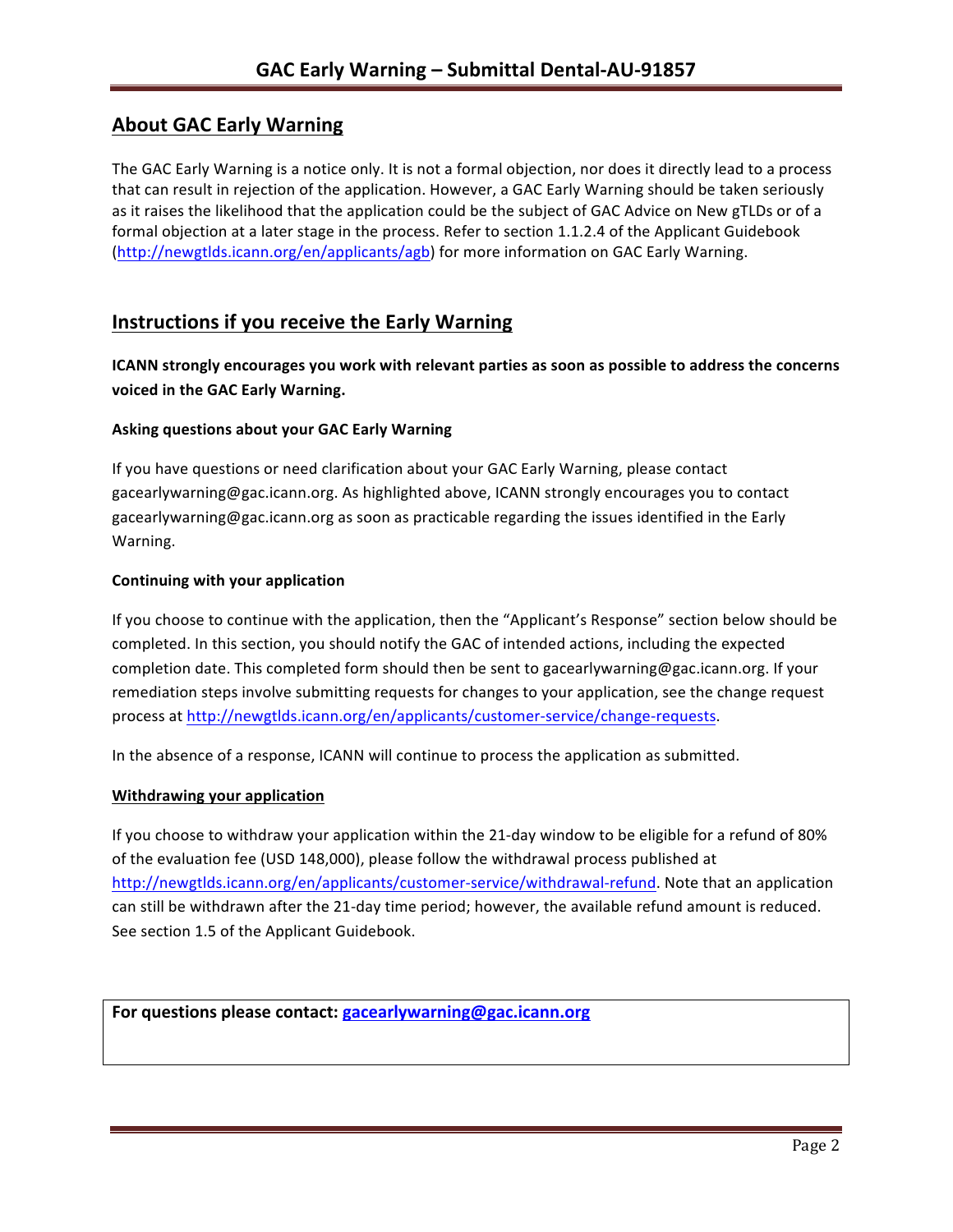## About GAC Early Warning

The GAC Early Warning is a notice only. It is not a formal objection, nor does it directly lead to a process that can result in rejection of the application. However, a GAC Early Warning should be taken seriously as it raises the likelihood that the application could be the subject of GAC Advice on New gTLDs or of a formal objection at a later stage in the process. Refer to section 1.1.2.4 of the Applicant Guidebook (http://newgtlds.icann.org/en/applicants/agb) for more information on GAC Early Warning.

## Instructions if you receive the Early Warning

**ICANN strongly encourages you work with relevant parties as soon as possible to address the concerns voiced in the GAC Early Warning.**

### Asking questions about your GAC Early Warning

If you have questions or need clarification about your GAC Early Warning, please contact gacearlywarning@gac.icann.org. As highlighted above, ICANN strongly encourages you to contact gacearlywarning@gac.icann.org as soon as practicable regarding the issues identified in the Early Warning.

### Continuing with your application

If you choose to continue with the application, then the "Applicant's Response" section below should be completed. In this section, you should notify the GAC of intended actions, including the expected completion date. This completed form should then be sent to gacearlywarning@gac.icann.org. If your remediation steps involve submitting requests for changes to your application, see the change request process at http://newgtlds.icann.org/en/applicants/customer-service/change-requests.

In the absence of a response, ICANN will continue to process the application as submitted.

### Withdrawing your application

If you choose to withdraw your application within the 21-day window to be eligible for a refund of 80% of the evaluation fee (USD 148,000), please follow the withdrawal process published at http://newgtlds.icann.org/en/applicants/customer-service/withdrawal-refund. Note that an application can still be withdrawn after the 21-day time period; however, the available refund amount is reduced. See section 1.5 of the Applicant Guidebook.

**For questions please contact: gacearlywarning@gac.icann.org**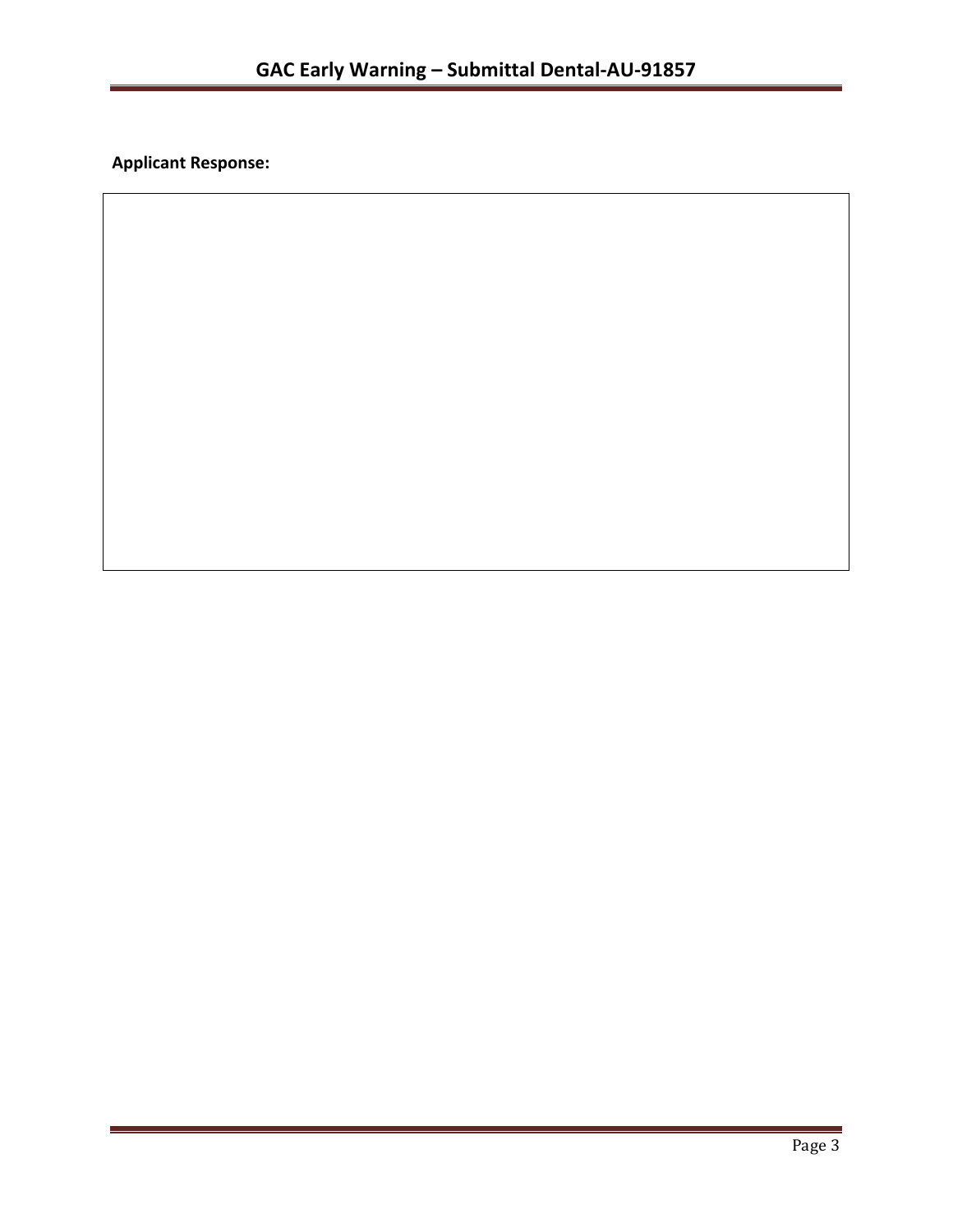**Applicant Response:**